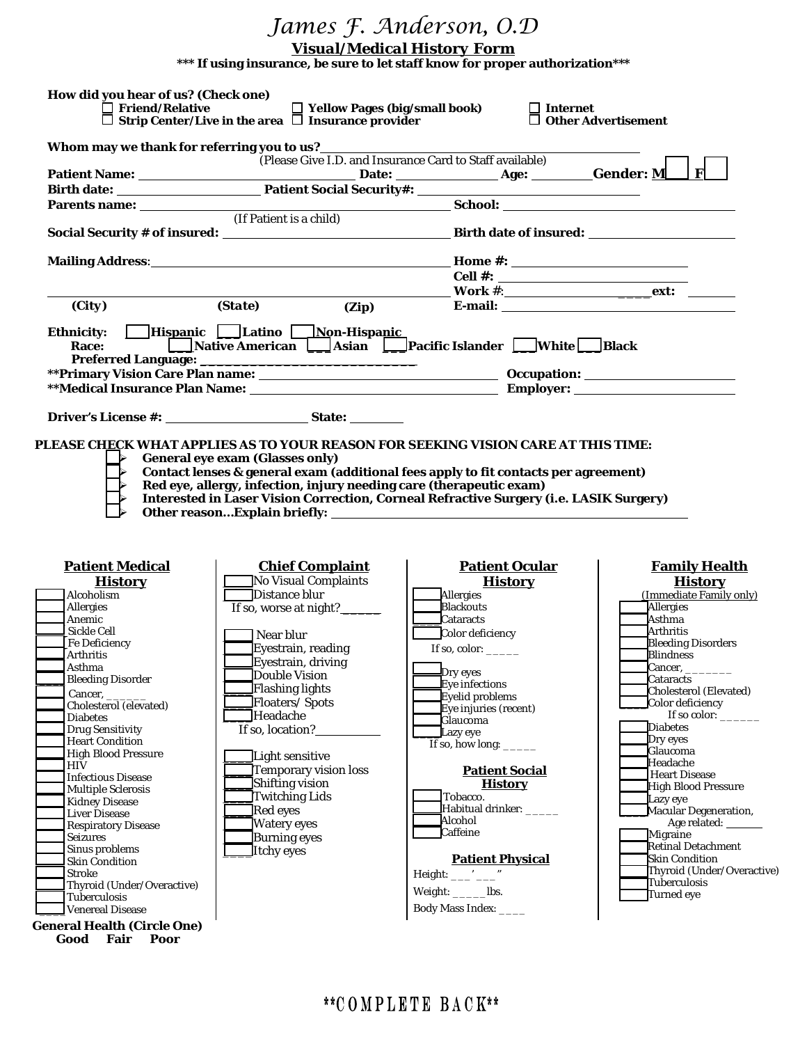# *James F. Anderson, O.D*

## Visual/Medical History Form

**\*\*\* If using insurance, be sure to let staff know for proper authorization\*\*\***

**How did you hear of us? (Check one)**

- ☐ **Friend/Relative**
- ☐ **Yellow Pages (big/small book)**
- ☐ **Internet**
- ☐ **Strip Center/Live in the area**
- ☐ **Insurance provider**
- ☐ **Other Advertisement**

**Whom may we thank for referring you to us?** ____________________

(Please Give I.D. and Insurance Card to Staff available)

**Patient Name:** ____________________ **Date:** __________ **Age:** ________ **Gender: M** ☐ **F** ☐

**Birth date:** ____________________ **Patient Social Security#:** ____________________

**Parents name:** ____________________ **School:** ____________________

(If Patient is a child)

**Social Security # of insured:** ____________________ **Birth date of insured:** ____________________

**Mailing Address:** ____________________ **Home #:** ____________________

**Cell #:** ____________________

____________________ **Work #:** ____________________ **ext:** ________

**(City) (State) (Zip)** **E-mail:** ____________________

**Ethnicity:** ☐ **Hispanic** ☐ **Latino** ☐ **Non-Hispanic**

**Race:** ☐ **Native American** ☐ **Asian** ☐ **Pacific Islander** ☐ **White** ☐ **Black**

**Preferred Language:** ____________________

**\*\*Primary Vision Care Plan name:** ____________________ **Occupation:** ____________________

**\*\*Medical Insurance Plan Name:** ____________________ **Employer:** ____________________

**Driver's License #:** ____________________ **State:** ________

**PLEASE CHECK WHAT APPLIES AS TO YOUR REASON FOR SEEKING VISION CARE AT THIS TIME:**

- ☐ **General eye exam (Glasses only)**
- ☐ **Contact lenses & general exam (additional fees apply to fit contacts per agreement)**
- ☐ **Red eye, allergy, infection, injury needing care (therapeutic exam)**
- ☐ **Interested in Laser Vision Correction, Corneal Refractive Surgery (i.e. LASIK Surgery)**
- ☐ **Other reason…Explain briefly:** ____________________

### Patient Medical History

- ☐ Alcoholism
- ☐ Allergies
- ☐ Anemic
- ☐ Sickle Cell
- ☐ Fe Deficiency
- ☐ Arthritis
- ☐ Asthma
- ☐ Bleeding Disorder
- ☐ Cancer, ______
- ☐ Cholesterol (elevated)
- ☐ Diabetes
- ☐ Drug Sensitivity
- ☐ Heart Condition
- ☐ High Blood Pressure
- ☐ HIV
- ☐ Infectious Disease
- ☐ Multiple Sclerosis
- ☐ Kidney Disease
- ☐ Liver Disease
- ☐ Respiratory Disease
- ☐ Seizures
- ☐ Sinus problems
- ☐ Skin Condition
- ☐ Stroke
- ☐ Thyroid (Under/Overactive)
- ☐ Tuberculosis
- ☐ Venereal Disease

**General Health (Circle One)**
**Good Fair Poor**

### Chief Complaint

- ☐ No Visual Complaints
- ☐ Distance blur
  - If so, worse at night?______
- ☐ Near blur
- ☐ Eyestrain, reading
- ☐ Eyestrain, driving
- ☐ Double Vision
- ☐ Flashing lights
- ☐ Floaters/ Spots
- ☐ Headache
  - If so, location?__________
- ☐ Light sensitive
- ☐ Temporary vision loss
- ☐ Shifting vision
- ☐ Twitching Lids
- ☐ Red eyes
- ☐ Watery eyes
- ☐ Burning eyes
- ☐ Itchy eyes

### Patient Ocular History

- ☐ Allergies
- ☐ Blackouts
- ☐ Cataracts
- ☐ Color deficiency
  - If so, color: _____
- ☐ Dry eyes
- ☐ Eye infections
- ☐ Eyelid problems
- ☐ Eye injuries (recent)
- ☐ Glaucoma
- ☐ Lazy eye
  - If so, how long: _____

### Patient Social History

- ☐ Tobacco.
- ☐ Habitual drinker: _____
- ☐ Alcohol
- ☐ Caffeine

### Patient Physical

Height: ___' ___"

Weight: _____lbs.

Body Mass Index: ____

### Family Health History

(Immediate Family only)

- ☐ Allergies
- ☐ Asthma
- ☐ Arthritis
- ☐ Bleeding Disorders
- ☐ Blindness
- ☐ Cancer, _______
- ☐ Cataracts
- ☐ Cholesterol (Elevated)
- ☐ Color deficiency
  - If so color: ______
- ☐ Diabetes
- ☐ Dry eyes
- ☐ Glaucoma
- ☐ Headache
- ☐ Heart Disease
- ☐ High Blood Pressure
- ☐ Lazy eye
- ☐ Macular Degeneration,
  - Age related: _______
- ☐ Migraine
- ☐ Retinal Detachment
- ☐ Skin Condition
- ☐ Thyroid (Under/Overactive)
- ☐ Tuberculosis
- ☐ Turned eye

**\*\*COMPLETE BACK\*\***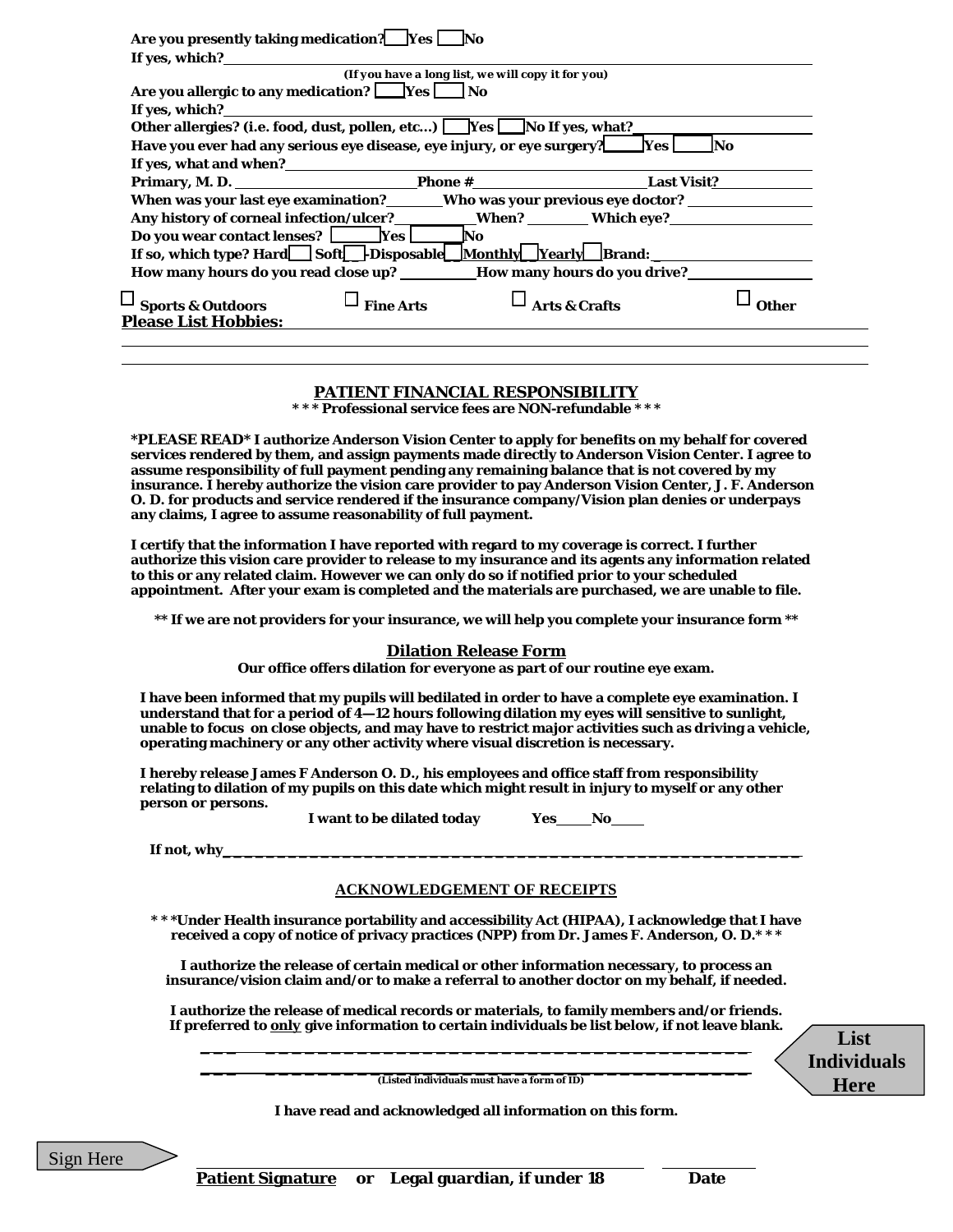**Are you presently taking medication?** ☐ **Yes** ☐ **No**

**If yes, which?** ______________________________________________

**(If you have a long list, we will copy it for you)**

**Are you allergic to any medication?** ☐ **Yes** ☐ **No**

**If yes, which?** ______________________________________________

**Other allergies? (i.e. food, dust, pollen, etc...)** ☐ **Yes** ☐ **No If yes, what?** ____________

**Have you ever had any serious eye disease, eye injury, or eye surgery?** ☐ **Yes** ☐ **No**

**If yes, what and when?** ______________________________________________

**Primary, M. D.** ____________ **Phone #** ____________ **Last Visit?** ____________

**When was your last eye examination?** ________ **Who was your previous eye doctor?** ____________

**Any history of corneal infection/ulcer?** ________ **When?** ________ **Which eye?** ____________

**Do you wear contact lenses?** ☐ **Yes** ☐ **No**

**If so, which type? Hard** ☐ **Soft** ☐ **Disposable** ☐ **Monthly** ☐ **Yearly** ☐ **Brand:** ____________

**How many hours do you read close up?** ________ **How many hours do you drive?** ____________

☐ **Sports & Outdoors** ☐ **Fine Arts** ☐ **Arts & Crafts** ☐ **Other**

**Please List Hobbies:** ______________________________________________

______________________________________________

______________________________________________

## PATIENT FINANCIAL RESPONSIBILITY

**\*\*\* Professional service fees are NON-refundable \*\*\***

**\*PLEASE READ\* I authorize Anderson Vision Center to apply for benefits on my behalf for covered services rendered by them, and assign payments made directly to Anderson Vision Center. I agree to assume responsibility of full payment pending any remaining balance that is not covered by my insurance. I hereby authorize the vision care provider to pay Anderson Vision Center, J. F. Anderson O. D. for products and service rendered if the insurance company/Vision plan denies or underpays any claims, I agree to assume reasonability of full payment.**

**I certify that the information I have reported with regard to my coverage is correct. I further authorize this vision care provider to release to my insurance and its agents any information related to this or any related claim. However we can only do so if notified prior to your scheduled appointment. After your exam is completed and the materials are purchased, we are unable to file.**

**\*\* If we are not providers for your insurance, we will help you complete your insurance form \*\***

## Dilation Release Form

**Our office offers dilation for everyone as part of our routine eye exam.**

**I have been informed that my pupils will bedilated in order to have a complete eye examination. I understand that for a period of 4—12 hours following dilation my eyes will sensitive to sunlight, unable to focus on close objects, and may have to restrict major activities such as driving a vehicle, operating machinery or any other activity where visual discretion is necessary.**

**I hereby release James F Anderson O. D., his employees and office staff from responsibility relating to dilation of my pupils on this date which might result in injury to myself or any other person or persons.**

**I want to be dilated today Yes\_\_\_\_\_ No\_\_\_\_\_**

**If not, why** ______________________________________________

## ACKNOWLEDGEMENT OF RECEIPTS

**\*\*\*Under Health insurance portability and accessibility Act (HIPAA), I acknowledge that I have received a copy of notice of privacy practices (NPP) from Dr. James F. Anderson, O. D.\*\*\***

**I authorize the release of certain medical or other information necessary, to process an insurance/vision claim and/or to make a referral to another doctor on my behalf, if needed.**

**I authorize the release of medical records or materials, to family members and/or friends. If preferred to only give information to certain individuals be list below, if not leave blank.**

**List Individuals Here**

______________________________________________

______________________________________________

**(Listed individuals must have a form of ID)**

**I have read and acknowledged all information on this form.**

Sign Here

______________________________________________ ____________

**Patient Signature or Legal guardian, if under 18** **Date**